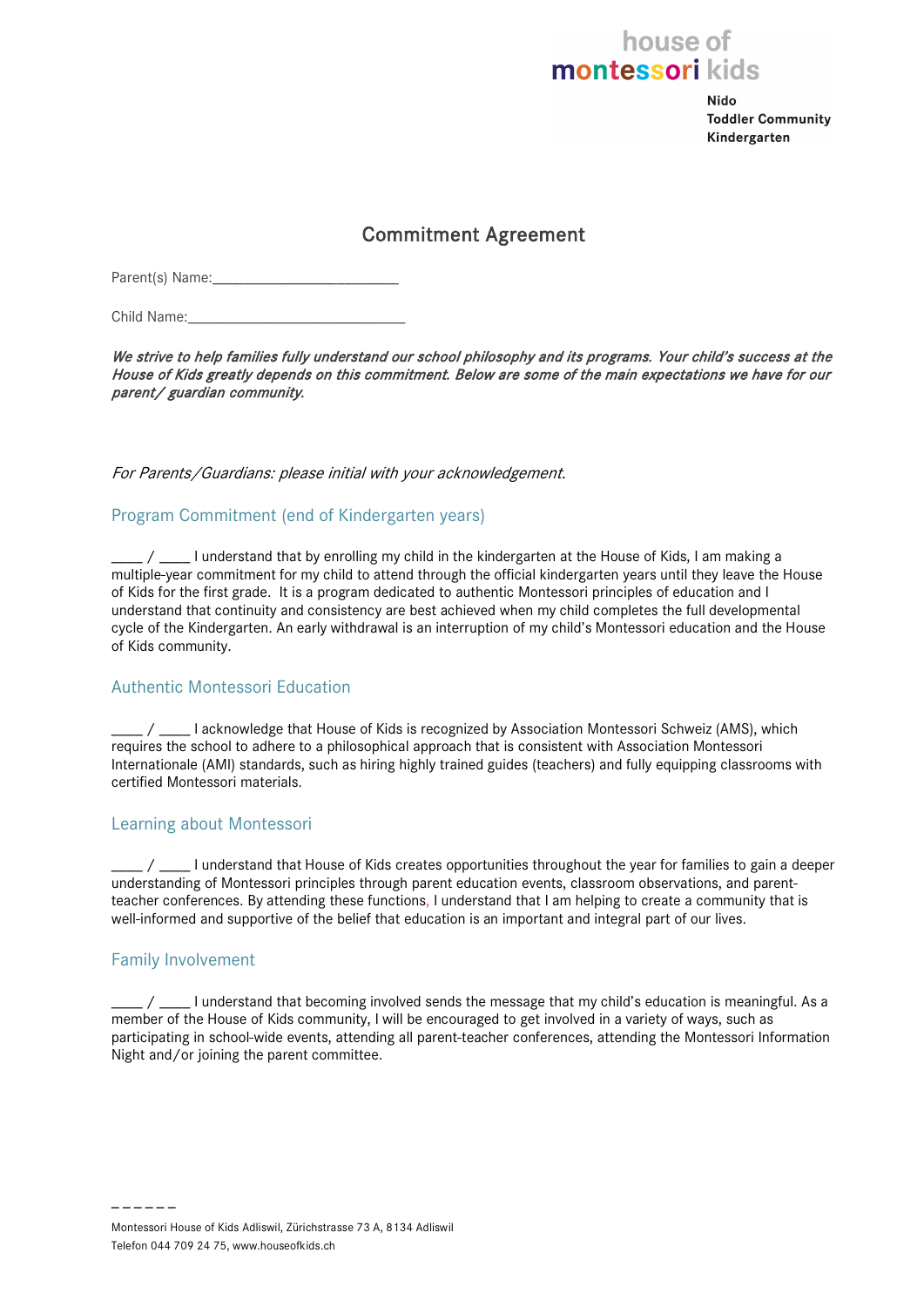house of
montessori kids

Nido
Toddler Community
Kindergarten

# Commitment Agreement

Parent(s) Name:_________________________

Child Name:_____________________________

*We strive to help families fully understand our school philosophy and its programs. Your child's success at the House of Kids greatly depends on this commitment. Below are some of the main expectations we have for our parent/ guardian community.*

*For Parents/Guardians: please initial with your acknowledgement.*

## Program Commitment (end of Kindergarten years)

____ / ____ I understand that by enrolling my child in the kindergarten at the House of Kids, I am making a multiple-year commitment for my child to attend through the official kindergarten years until they leave the House of Kids for the first grade. It is a program dedicated to authentic Montessori principles of education and I understand that continuity and consistency are best achieved when my child completes the full developmental cycle of the Kindergarten. An early withdrawal is an interruption of my child's Montessori education and the House of Kids community.

## Authentic Montessori Education

____ / ____ I acknowledge that House of Kids is recognized by Association Montessori Schweiz (AMS), which requires the school to adhere to a philosophical approach that is consistent with Association Montessori Internationale (AMI) standards, such as hiring highly trained guides (teachers) and fully equipping classrooms with certified Montessori materials.

## Learning about Montessori

____ / ____ I understand that House of Kids creates opportunities throughout the year for families to gain a deeper understanding of Montessori principles through parent education events, classroom observations, and parent-teacher conferences. By attending these functions, I understand that I am helping to create a community that is well-informed and supportive of the belief that education is an important and integral part of our lives.

## Family Involvement

____ / ____ I understand that becoming involved sends the message that my child's education is meaningful. As a member of the House of Kids community, I will be encouraged to get involved in a variety of ways, such as participating in school-wide events, attending all parent-teacher conferences, attending the Montessori Information Night and/or joining the parent committee.

Montessori House of Kids Adliswil, Zürichstrasse 73 A, 8134 Adliswil
Telefon 044 709 24 75, www.houseofkids.ch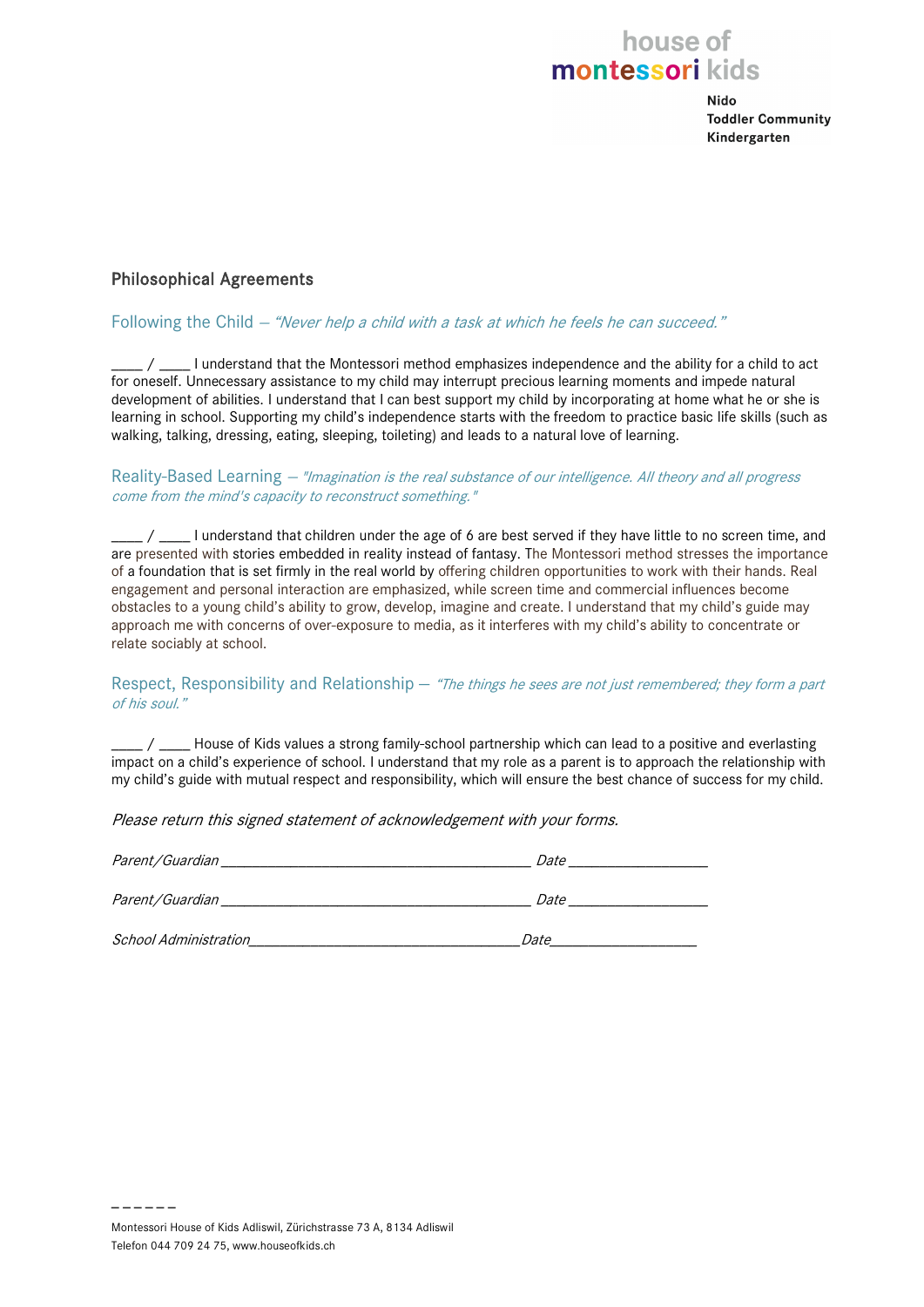house of
montessori kids

**Nido**
**Toddler Community**
**Kindergarten**

## Philosophical Agreements

### Following the Child – *"Never help a child with a task at which he feels he can succeed."*

____ / ____ I understand that the Montessori method emphasizes independence and the ability for a child to act for oneself. Unnecessary assistance to my child may interrupt precious learning moments and impede natural development of abilities. I understand that I can best support my child by incorporating at home what he or she is learning in school. Supporting my child's independence starts with the freedom to practice basic life skills (such as walking, talking, dressing, eating, sleeping, toileting) and leads to a natural love of learning.

### Reality-Based Learning – *"Imagination is the real substance of our intelligence. All theory and all progress come from the mind's capacity to reconstruct something."*

____ / ____ I understand that children under the age of 6 are best served if they have little to no screen time, and are presented with stories embedded in reality instead of fantasy. The Montessori method stresses the importance of a foundation that is set firmly in the real world by offering children opportunities to work with their hands. Real engagement and personal interaction are emphasized, while screen time and commercial influences become obstacles to a young child's ability to grow, develop, imagine and create. I understand that my child's guide may approach me with concerns of over-exposure to media, as it interferes with my child's ability to concentrate or relate sociably at school.

### Respect, Responsibility and Relationship – *"The things he sees are not just remembered; they form a part of his soul."*

____ / ____ House of Kids values a strong family-school partnership which can lead to a positive and everlasting impact on a child's experience of school. I understand that my role as a parent is to approach the relationship with my child's guide with mutual respect and responsibility, which will ensure the best chance of success for my child.

*Please return this signed statement of acknowledgement with your forms.*

*Parent/Guardian* ________________________________________ *Date* __________________

*Parent/Guardian* ________________________________________ *Date* __________________

*School Administration*____________________________________ *Date*___________________

______

Montessori House of Kids Adliswil, Zürichstrasse 73 A, 8134 Adliswil
Telefon 044 709 24 75, www.houseofkids.ch